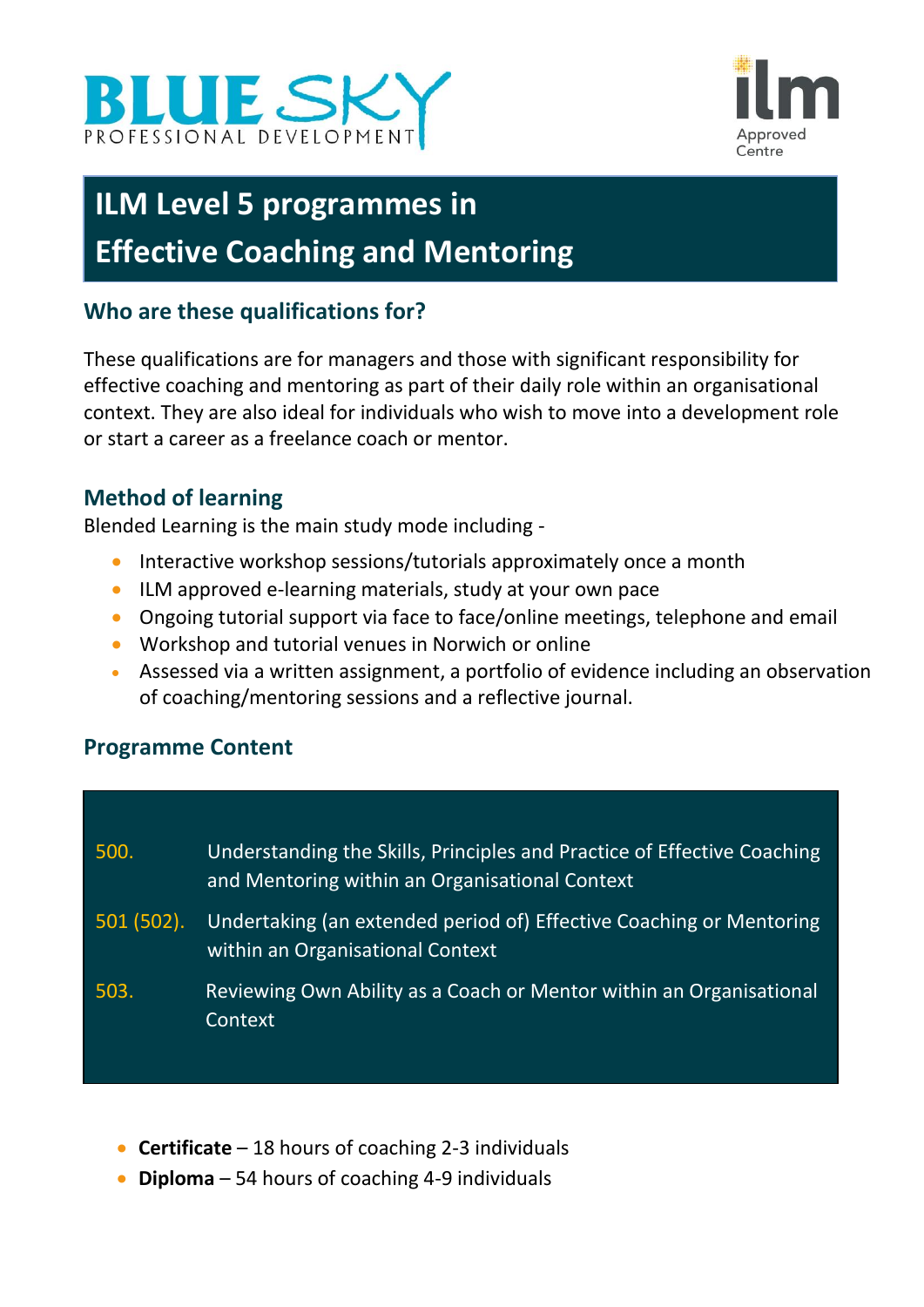BLUE SKY
PROFESSIONAL DEVELOPMENT

ilm
Approved Centre

# ILM Level 5 programmes in Effective Coaching and Mentoring

## Who are these qualifications for?

These qualifications are for managers and those with significant responsibility for effective coaching and mentoring as part of their daily role within an organisational context. They are also ideal for individuals who wish to move into a development role or start a career as a freelance coach or mentor.

## Method of learning

Blended Learning is the main study mode including -

- Interactive workshop sessions/tutorials approximately once a month
- ILM approved e-learning materials, study at your own pace
- Ongoing tutorial support via face to face/online meetings, telephone and email
- Workshop and tutorial venues in Norwich or online
- Assessed via a written assignment, a portfolio of evidence including an observation of coaching/mentoring sessions and a reflective journal.

## Programme Content

| | |
|---|---|
| 500. | Understanding the Skills, Principles and Practice of Effective Coaching and Mentoring within an Organisational Context |
| 501 (502). | Undertaking (an extended period of) Effective Coaching or Mentoring within an Organisational Context |
| 503. | Reviewing Own Ability as a Coach or Mentor within an Organisational Context |

- **Certificate** – 18 hours of coaching 2-3 individuals
- **Diploma** – 54 hours of coaching 4-9 individuals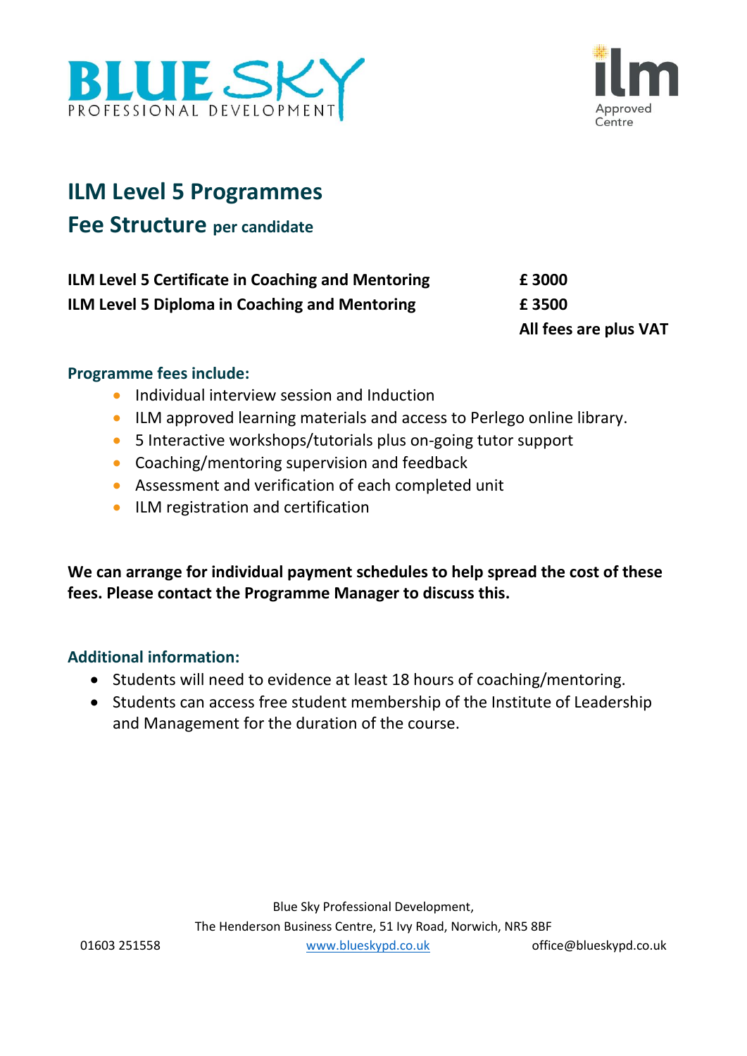# ILM Level 5 Programmes

## Fee Structure per candidate

| | |
|---|---|
| **ILM Level 5 Certificate in Coaching and Mentoring** | **£ 3000** |
| **ILM Level 5 Diploma in Coaching and Mentoring** | **£ 3500** |
| | **All fees are plus VAT** |

### Programme fees include:

- Individual interview session and Induction
- ILM approved learning materials and access to Perlego online library.
- 5 Interactive workshops/tutorials plus on-going tutor support
- Coaching/mentoring supervision and feedback
- Assessment and verification of each completed unit
- ILM registration and certification

**We can arrange for individual payment schedules to help spread the cost of these fees. Please contact the Programme Manager to discuss this.**

### Additional information:

- Students will need to evidence at least 18 hours of coaching/mentoring.
- Students can access free student membership of the Institute of Leadership and Management for the duration of the course.

Blue Sky Professional Development,
The Henderson Business Centre, 51 Ivy Road, Norwich, NR5 8BF
01603 251558 www.blueskypd.co.uk office@blueskypd.co.uk